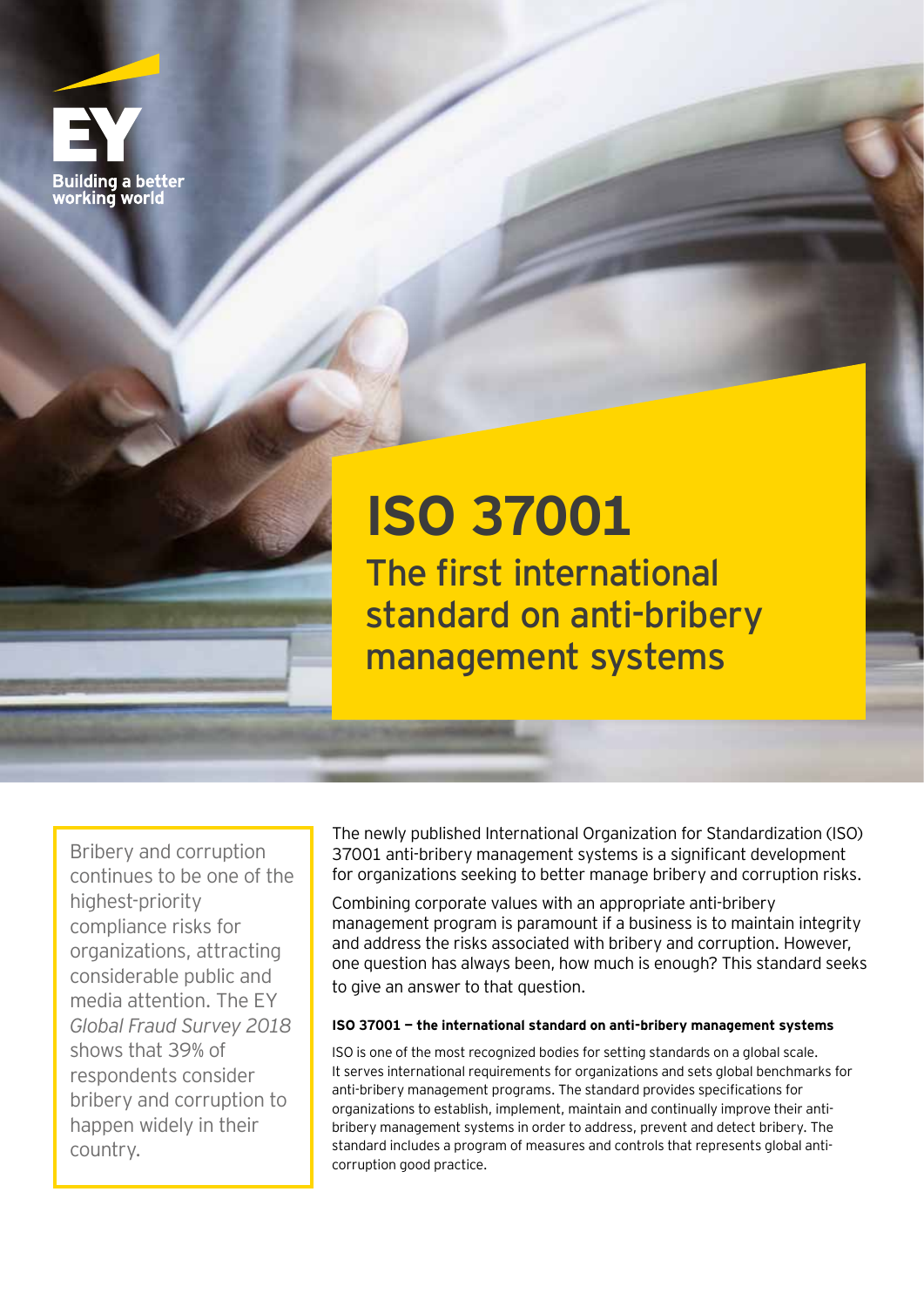EY

Building a better working world

# ISO 37001

## The first international standard on anti-bribery management systems

Bribery and corruption continues to be one of the highest-priority compliance risks for organizations, attracting considerable public and media attention. The EY *Global Fraud Survey 2018* shows that 39% of respondents consider bribery and corruption to happen widely in their country.

The newly published International Organization for Standardization (ISO) 37001 anti-bribery management systems is a significant development for organizations seeking to better manage bribery and corruption risks.

Combining corporate values with an appropriate anti-bribery management program is paramount if a business is to maintain integrity and address the risks associated with bribery and corruption. However, one question has always been, how much is enough? This standard seeks to give an answer to that question.

### ISO 37001 — the international standard on anti-bribery management systems

ISO is one of the most recognized bodies for setting standards on a global scale. It serves international requirements for organizations and sets global benchmarks for anti-bribery management programs. The standard provides specifications for organizations to establish, implement, maintain and continually improve their anti-bribery management systems in order to address, prevent and detect bribery. The standard includes a program of measures and controls that represents global anti-corruption good practice.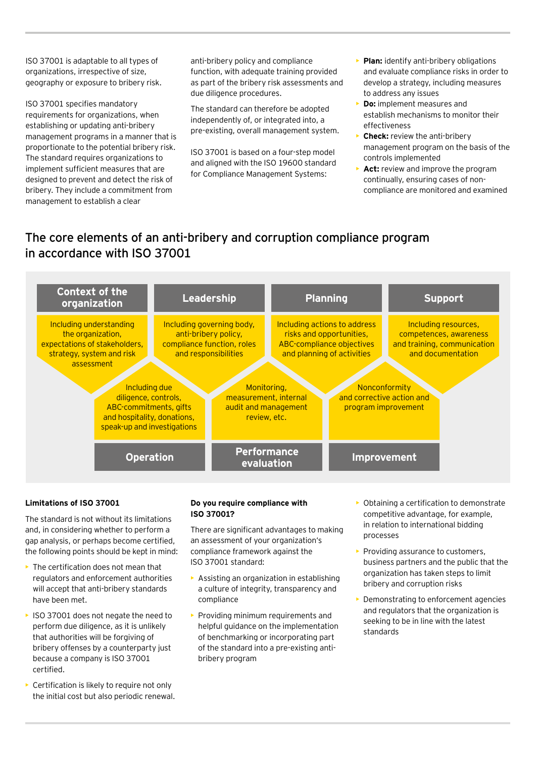ISO 37001 is adaptable to all types of organizations, irrespective of size, geography or exposure to bribery risk.

ISO 37001 specifies mandatory requirements for organizations, when establishing or updating anti-bribery management programs in a manner that is proportionate to the potential bribery risk. The standard requires organizations to implement sufficient measures that are designed to prevent and detect the risk of bribery. They include a commitment from management to establish a clear anti-bribery policy and compliance function, with adequate training provided as part of the bribery risk assessments and due diligence procedures.

The standard can therefore be adopted independently of, or integrated into, a pre-existing, overall management system.

ISO 37001 is based on a four-step model and aligned with the ISO 19600 standard for Compliance Management Systems:

- **Plan:** identify anti-bribery obligations and evaluate compliance risks in order to develop a strategy, including measures to address any issues
- **Do:** implement measures and establish mechanisms to monitor their effectiveness
- **Check:** review the anti-bribery management program on the basis of the controls implemented
- **Act:** review and improve the program continually, ensuring cases of non-compliance are monitored and examined

## The core elements of an anti-bribery and corruption compliance program in accordance with ISO 37001

**Context of the organization**
Including understanding the organization, expectations of stakeholders, strategy, system and risk assessment

**Leadership**
Including governing body, anti-bribery policy, compliance function, roles and responsibilities

**Planning**
Including actions to address risks and opportunities, ABC-compliance objectives and planning of activities

**Support**
Including resources, competences, awareness and training, communication and documentation

**Operation**
Including due diligence, controls, ABC-commitments, gifts and hospitality, donations, speak-up and investigations

**Performance evaluation**
Monitoring, measurement, internal audit and management review, etc.

**Improvement**
Nonconformity and corrective action and program improvement

#### Limitations of ISO 37001

The standard is not without its limitations and, in considering whether to perform a gap analysis, or perhaps become certified, the following points should be kept in mind:

- The certification does not mean that regulators and enforcement authorities will accept that anti-bribery standards have been met.
- ISO 37001 does not negate the need to perform due diligence, as it is unlikely that authorities will be forgiving of bribery offenses by a counterparty just because a company is ISO 37001 certified.
- Certification is likely to require not only the initial cost but also periodic renewal.

#### Do you require compliance with ISO 37001?

There are significant advantages to making an assessment of your organization's compliance framework against the ISO 37001 standard:

- Assisting an organization in establishing a culture of integrity, transparency and compliance
- Providing minimum requirements and helpful guidance on the implementation of benchmarking or incorporating part of the standard into a pre-existing anti-bribery program
- Obtaining a certification to demonstrate competitive advantage, for example, in relation to international bidding processes
- Providing assurance to customers, business partners and the public that the organization has taken steps to limit bribery and corruption risks
- Demonstrating to enforcement agencies and regulators that the organization is seeking to be in line with the latest standards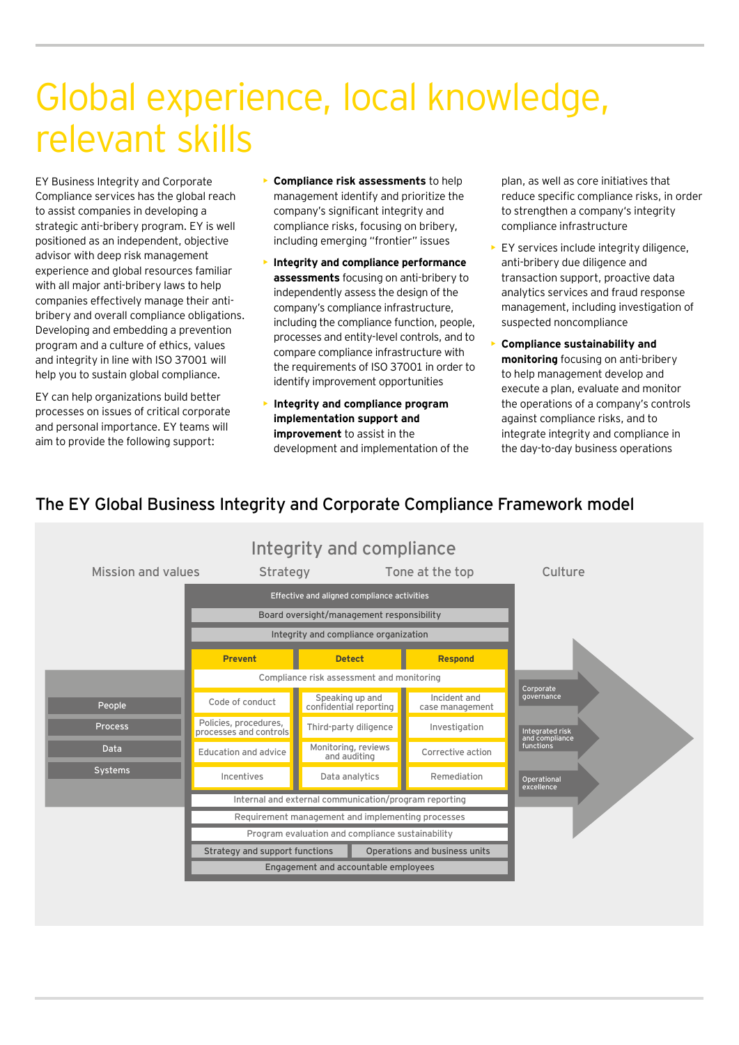# Global experience, local knowledge, relevant skills

EY Business Integrity and Corporate Compliance services has the global reach to assist companies in developing a strategic anti-bribery program. EY is well positioned as an independent, objective advisor with deep risk management experience and global resources familiar with all major anti-bribery laws to help companies effectively manage their anti-bribery and overall compliance obligations. Developing and embedding a prevention program and a culture of ethics, values and integrity in line with ISO 37001 will help you to sustain global compliance.

EY can help organizations build better processes on issues of critical corporate and personal importance. EY teams will aim to provide the following support:

- **Compliance risk assessments** to help management identify and prioritize the company's significant integrity and compliance risks, focusing on bribery, including emerging "frontier" issues
- **Integrity and compliance performance assessments** focusing on anti-bribery to independently assess the design of the company's compliance infrastructure, including the compliance function, people, processes and entity-level controls, and to compare compliance infrastructure with the requirements of ISO 37001 in order to identify improvement opportunities
- **Integrity and compliance program implementation support and improvement** to assist in the development and implementation of the plan, as well as core initiatives that reduce specific compliance risks, in order to strengthen a company's integrity compliance infrastructure
- EY services include integrity diligence, anti-bribery due diligence and transaction support, proactive data analytics services and fraud response management, including investigation of suspected noncompliance
- **Compliance sustainability and monitoring** focusing on anti-bribery to help management develop and execute a plan, evaluate and monitor the operations of a company's controls against compliance risks, and to integrate integrity and compliance in the day-to-day business operations

## The EY Global Business Integrity and Corporate Compliance Framework model

Integrity and compliance

Mission and values | Strategy | Tone at the top | Culture

Effective and aligned compliance activities

Board oversight/management responsibility

Integrity and compliance organization

| Prevent | Detect | Respond |
|---|---|---|
| Compliance risk assessment and monitoring | | |
| Code of conduct | Speaking up and confidential reporting | Incident and case management |
| Policies, procedures, processes and controls | Third-party diligence | Investigation |
| Education and advice | Monitoring, reviews and auditing | Corrective action |
| Incentives | Data analytics | Remediation |

Internal and external communication/program reporting

Requirement management and implementing processes

Program evaluation and compliance sustainability

Strategy and support functions | Operations and business units

Engagement and accountable employees

People · Process · Data · Systems

Corporate governance · Integrated risk and compliance functions · Operational excellence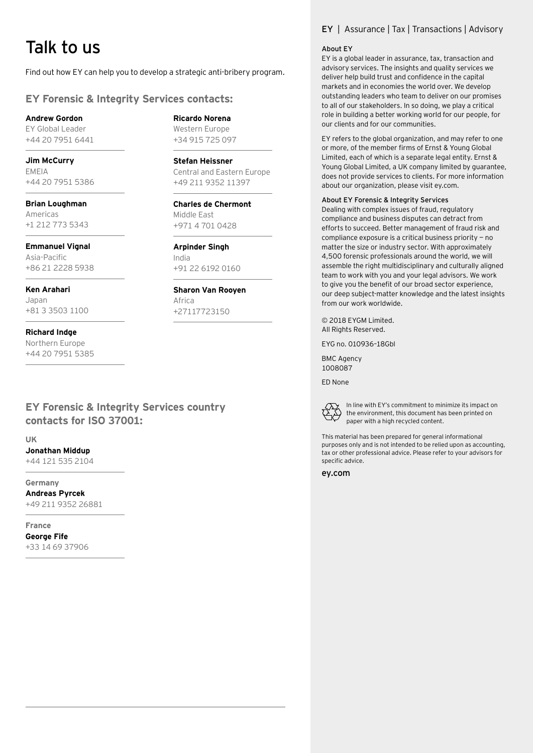# Talk to us

Find out how EY can help you to develop a strategic anti-bribery program.

## EY Forensic & Integrity Services contacts:

**Andrew Gordon**
EY Global Leader
+44 20 7951 6441

**Jim McCurry**
EMEIA
+44 20 7951 5386

**Brian Loughman**
Americas
+1 212 773 5343

**Emmanuel Vignal**
Asia-Pacific
+86 21 2228 5938

**Ken Arahari**
Japan
+81 3 3503 1100

**Richard Indge**
Northern Europe
+44 20 7951 5385

**Ricardo Norena**
Western Europe
+34 915 725 097

**Stefan Heissner**
Central and Eastern Europe
+49 211 9352 11397

**Charles de Chermont**
Middle East
+971 4 701 0428

**Arpinder Singh**
India
+91 22 6192 0160

**Sharon Van Rooyen**
Africa
+27117723150

## EY Forensic & Integrity Services country contacts for ISO 37001:

UK
**Jonathan Middup**
+44 121 535 2104

Germany
**Andreas Pyrcek**
+49 211 9352 26881

France
**George Fife**
+33 14 69 37906

EY | Assurance | Tax | Transactions | Advisory

### About EY

EY is a global leader in assurance, tax, transaction and advisory services. The insights and quality services we deliver help build trust and confidence in the capital markets and in economies the world over. We develop outstanding leaders who team to deliver on our promises to all of our stakeholders. In so doing, we play a critical role in building a better working world for our people, for our clients and for our communities.

EY refers to the global organization, and may refer to one or more, of the member firms of Ernst & Young Global Limited, each of which is a separate legal entity. Ernst & Young Global Limited, a UK company limited by guarantee, does not provide services to clients. For more information about our organization, please visit ey.com.

### About EY Forensic & Integrity Services

Dealing with complex issues of fraud, regulatory compliance and business disputes can detract from efforts to succeed. Better management of fraud risk and compliance exposure is a critical business priority — no matter the size or industry sector. With approximately 4,500 forensic professionals around the world, we will assemble the right multidisciplinary and culturally aligned team to work with you and your legal advisors. We work to give you the benefit of our broad sector experience, our deep subject-matter knowledge and the latest insights from our work worldwide.

© 2018 EYGM Limited.
All Rights Reserved.

EYG no. 010936-18Gbl

BMC Agency
1008087

ED None

In line with EY's commitment to minimize its impact on the environment, this document has been printed on paper with a high recycled content.

This material has been prepared for general informational purposes only and is not intended to be relied upon as accounting, tax or other professional advice. Please refer to your advisors for specific advice.

ey.com